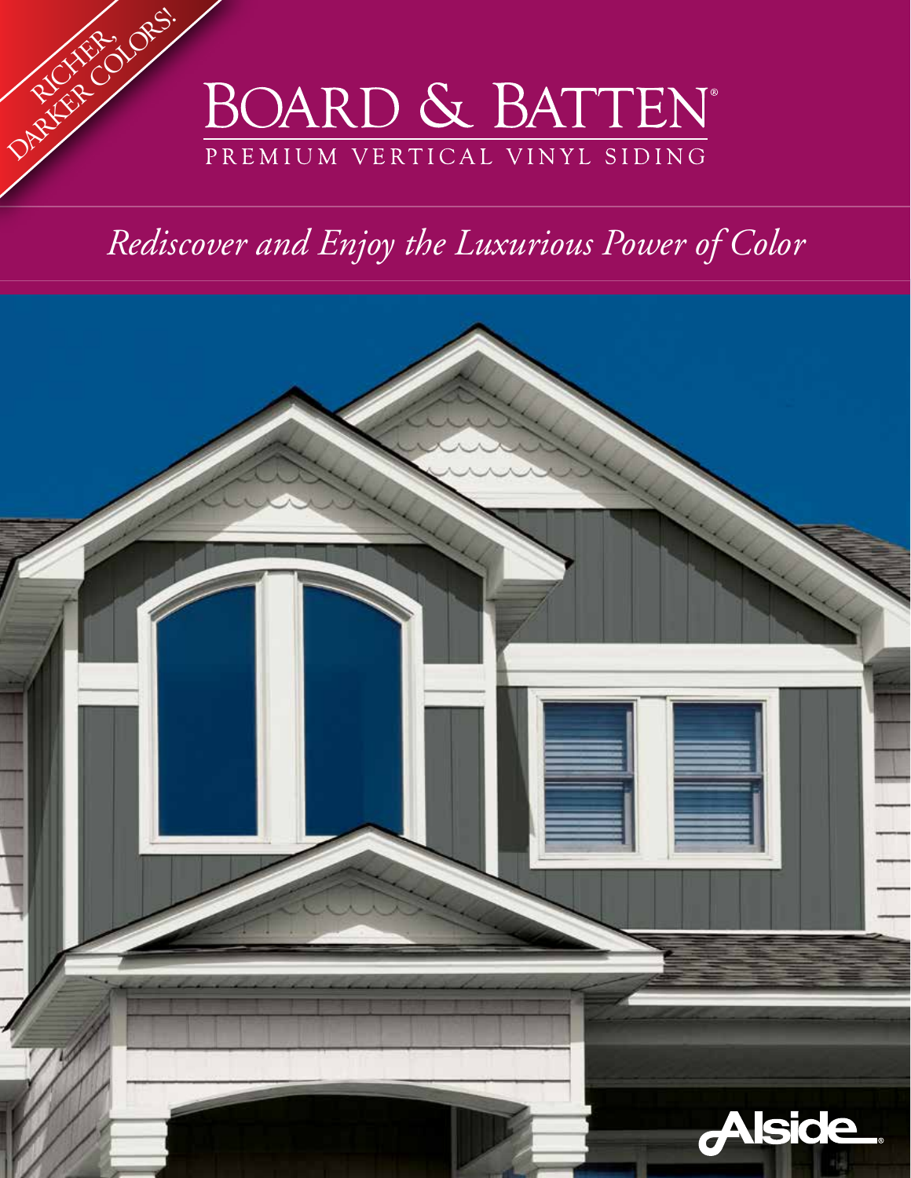RICHER, DARKER COLORS!

# BOARD & BATTEN®

## PREMIUM VERTICAL VINYL SIDING

*Rediscover and Enjoy the Luxurious Power of Color*

Alside®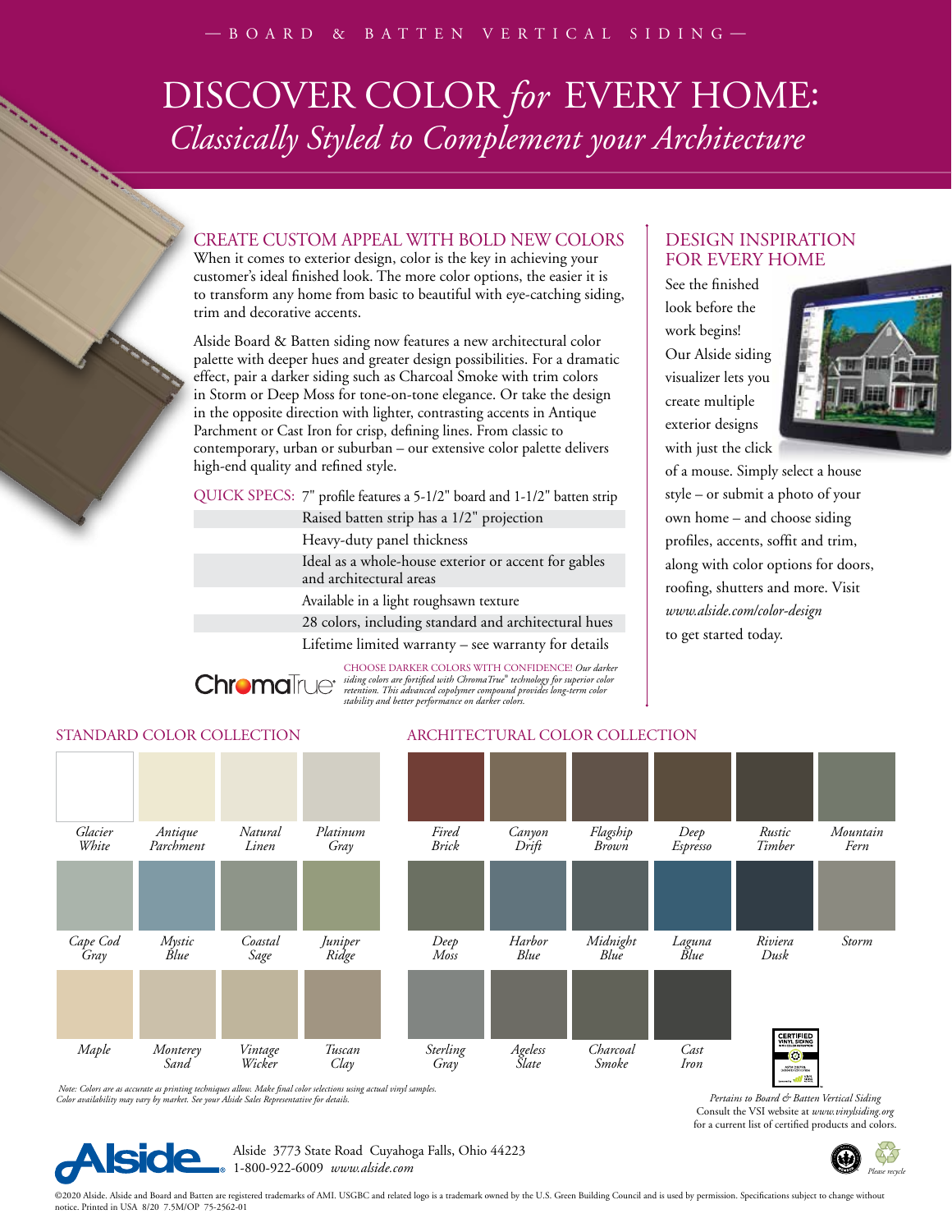— BOARD & BATTEN VERTICAL SIDING —

# DISCOVER COLOR *for* EVERY HOME:

*Classically Styled to Complement your Architecture*

## CREATE CUSTOM APPEAL WITH BOLD NEW COLORS

When it comes to exterior design, color is the key in achieving your customer's ideal finished look. The more color options, the easier it is to transform any home from basic to beautiful with eye-catching siding, trim and decorative accents.

Alside Board & Batten siding now features a new architectural color palette with deeper hues and greater design possibilities. For a dramatic effect, pair a darker siding such as Charcoal Smoke with trim colors in Storm or Deep Moss for tone-on-tone elegance. Or take the design in the opposite direction with lighter, contrasting accents in Antique Parchment or Cast Iron for crisp, defining lines. From classic to contemporary, urban or suburban – our extensive color palette delivers high-end quality and refined style.

| QUICK SPECS: | |
|---|---|
| | 7" profile features a 5-1/2" board and 1-1/2" batten strip |
| | Raised batten strip has a 1/2" projection |
| | Heavy-duty panel thickness |
| | Ideal as a whole-house exterior or accent for gables and architectural areas |
| | Available in a light roughsawn texture |
| | 28 colors, including standard and architectural hues |
| | Lifetime limited warranty – see warranty for details |

ChromaTrue®

CHOOSE DARKER COLORS WITH CONFIDENCE! *Our darker siding colors are fortified with ChromaTrue® technology for superior color retention. This advanced copolymer compound provides long-term color stability and better performance on darker colors.*

## DESIGN INSPIRATION FOR EVERY HOME

See the finished look before the work begins! Our Alside siding visualizer lets you create multiple exterior designs with just the click of a mouse. Simply select a house style – or submit a photo of your own home – and choose siding profiles, accents, soffit and trim, along with color options for doors, roofing, shutters and more. Visit *www.alside.com/color-design* to get started today.

## STANDARD COLOR COLLECTION

| | | | |
|---|---|---|---|
| *Glacier White* | *Antique Parchment* | *Natural Linen* | *Platinum Gray* |
| *Cape Cod Gray* | *Mystic Blue* | *Coastal Sage* | *Juniper Ridge* |
| *Maple* | *Monterey Sand* | *Vintage Wicker* | *Tuscan Clay* |

## ARCHITECTURAL COLOR COLLECTION

| | | | | | |
|---|---|---|---|---|---|
| *Fired Brick* | *Canyon Drift* | *Flagship Brown* | *Deep Espresso* | *Rustic Timber* | *Mountain Fern* |
| *Deep Moss* | *Harbor Blue* | *Midnight Blue* | *Laguna Blue* | *Riviera Dusk* | *Storm* |
| *Sterling Gray* | *Ageless Slate* | *Charcoal Smoke* | *Cast Iron* | | |

*Note: Colors are as accurate as printing techniques allow. Make final color selections using actual vinyl samples. Color availability may vary by market. See your Alside Sales Representative for details.*

CERTIFIED VINYL SIDING

*Pertains to Board & Batten Vertical Siding*
Consult the VSI website at *www.vinylsiding.org* for a current list of certified products and colors.

Alside 3773 State Road Cuyahoga Falls, Ohio 44223
1-800-922-6009 *www.alside.com*

*Please recycle*

©2020 Alside. Alside and Board and Batten are registered trademarks of AMI. USGBC and related logo is a trademark owned by the U.S. Green Building Council and is used by permission. Specifications subject to change without notice. Printed in USA 8/20 7.5M/OP 75-2562-01